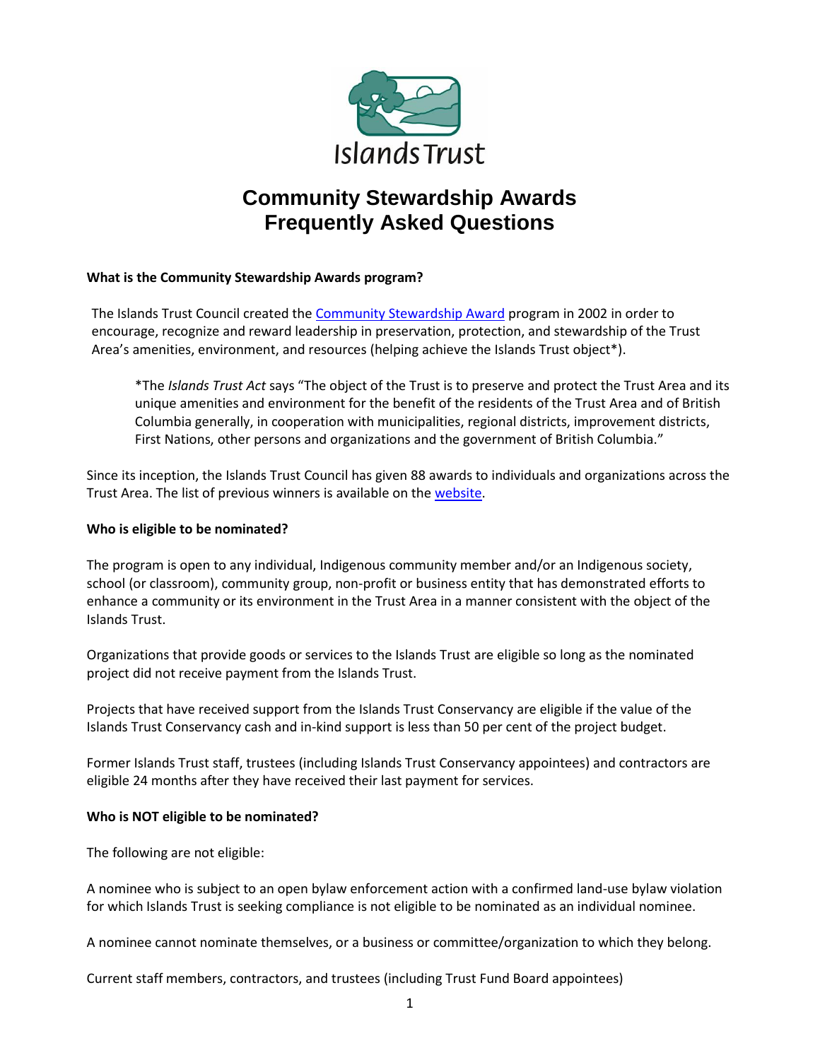Islands Trust

# Community Stewardship Awards Frequently Asked Questions

**What is the Community Stewardship Awards program?**

The Islands Trust Council created the [Community Stewardship Award]() program in 2002 in order to encourage, recognize and reward leadership in preservation, protection, and stewardship of the Trust Area's amenities, environment, and resources (helping achieve the Islands Trust object*).

> *The *Islands Trust Act* says "The object of the Trust is to preserve and protect the Trust Area and its unique amenities and environment for the benefit of the residents of the Trust Area and of British Columbia generally, in cooperation with municipalities, regional districts, improvement districts, First Nations, other persons and organizations and the government of British Columbia."

Since its inception, the Islands Trust Council has given 88 awards to individuals and organizations across the Trust Area. The list of previous winners is available on the [website]().

**Who is eligible to be nominated?**

The program is open to any individual, Indigenous community member and/or an Indigenous society, school (or classroom), community group, non-profit or business entity that has demonstrated efforts to enhance a community or its environment in the Trust Area in a manner consistent with the object of the Islands Trust.

Organizations that provide goods or services to the Islands Trust are eligible so long as the nominated project did not receive payment from the Islands Trust.

Projects that have received support from the Islands Trust Conservancy are eligible if the value of the Islands Trust Conservancy cash and in-kind support is less than 50 per cent of the project budget.

Former Islands Trust staff, trustees (including Islands Trust Conservancy appointees) and contractors are eligible 24 months after they have received their last payment for services.

**Who is NOT eligible to be nominated?**

The following are not eligible:

A nominee who is subject to an open bylaw enforcement action with a confirmed land-use bylaw violation for which Islands Trust is seeking compliance is not eligible to be nominated as an individual nominee.

A nominee cannot nominate themselves, or a business or committee/organization to which they belong.

Current staff members, contractors, and trustees (including Trust Fund Board appointees)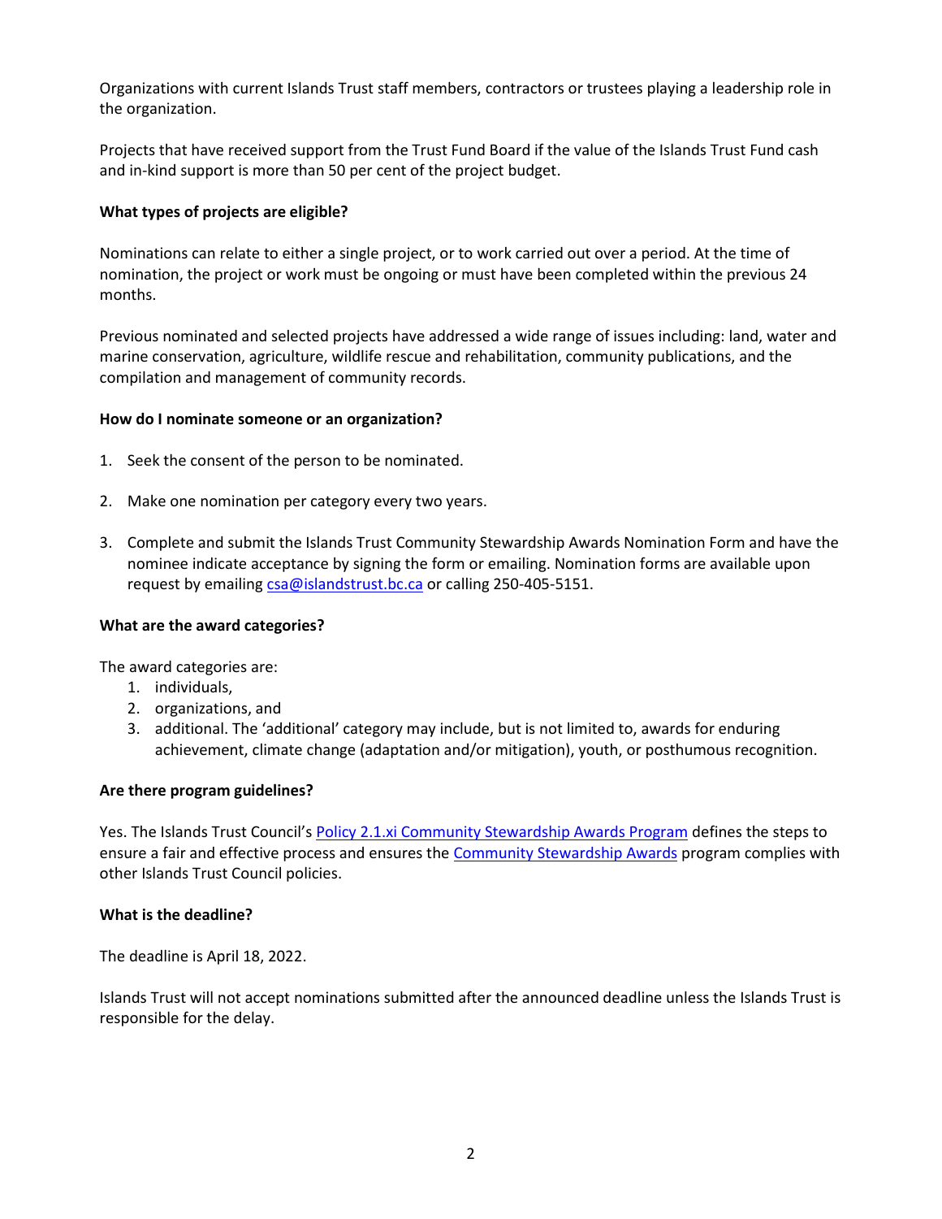Organizations with current Islands Trust staff members, contractors or trustees playing a leadership role in the organization.

Projects that have received support from the Trust Fund Board if the value of the Islands Trust Fund cash and in-kind support is more than 50 per cent of the project budget.

**What types of projects are eligible?**

Nominations can relate to either a single project, or to work carried out over a period. At the time of nomination, the project or work must be ongoing or must have been completed within the previous 24 months.

Previous nominated and selected projects have addressed a wide range of issues including: land, water and marine conservation, agriculture, wildlife rescue and rehabilitation, community publications, and the compilation and management of community records.

**How do I nominate someone or an organization?**

1. Seek the consent of the person to be nominated.

2. Make one nomination per category every two years.

3. Complete and submit the Islands Trust Community Stewardship Awards Nomination Form and have the nominee indicate acceptance by signing the form or emailing. Nomination forms are available upon request by emailing [csa@islandstrust.bc.ca](mailto:csa@islandstrust.bc.ca) or calling 250-405-5151.

**What are the award categories?**

The award categories are:

1. individuals,
2. organizations, and
3. additional. The 'additional' category may include, but is not limited to, awards for enduring achievement, climate change (adaptation and/or mitigation), youth, or posthumous recognition.

**Are there program guidelines?**

Yes. The Islands Trust Council's Policy 2.1.xi Community Stewardship Awards Program defines the steps to ensure a fair and effective process and ensures the Community Stewardship Awards program complies with other Islands Trust Council policies.

**What is the deadline?**

The deadline is April 18, 2022.

Islands Trust will not accept nominations submitted after the announced deadline unless the Islands Trust is responsible for the delay.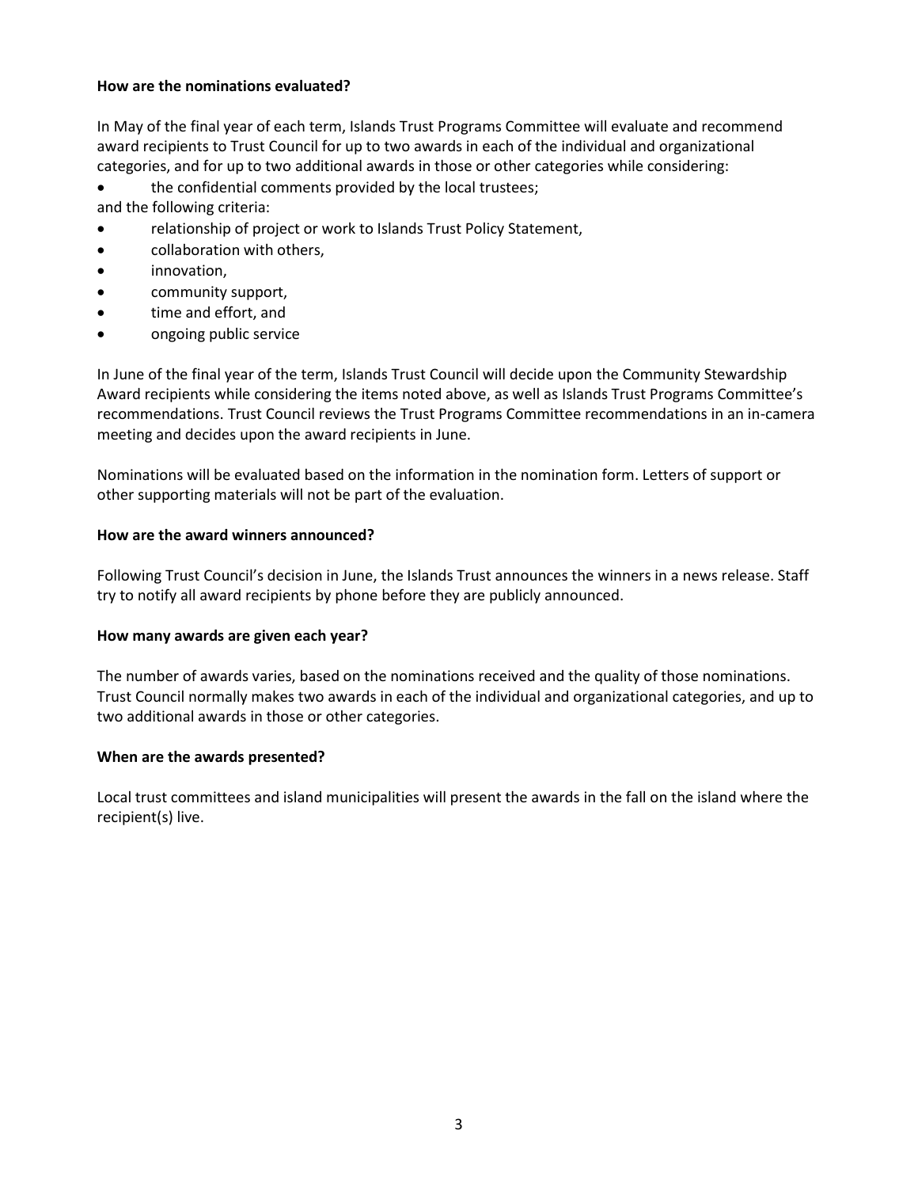**How are the nominations evaluated?**

In May of the final year of each term, Islands Trust Programs Committee will evaluate and recommend award recipients to Trust Council for up to two awards in each of the individual and organizational categories, and for up to two additional awards in those or other categories while considering:

- the confidential comments provided by the local trustees;

and the following criteria:

- relationship of project or work to Islands Trust Policy Statement,
- collaboration with others,
- innovation,
- community support,
- time and effort, and
- ongoing public service

In June of the final year of the term, Islands Trust Council will decide upon the Community Stewardship Award recipients while considering the items noted above, as well as Islands Trust Programs Committee's recommendations. Trust Council reviews the Trust Programs Committee recommendations in an in-camera meeting and decides upon the award recipients in June.

Nominations will be evaluated based on the information in the nomination form. Letters of support or other supporting materials will not be part of the evaluation.

**How are the award winners announced?**

Following Trust Council's decision in June, the Islands Trust announces the winners in a news release. Staff try to notify all award recipients by phone before they are publicly announced.

**How many awards are given each year?**

The number of awards varies, based on the nominations received and the quality of those nominations. Trust Council normally makes two awards in each of the individual and organizational categories, and up to two additional awards in those or other categories.

**When are the awards presented?**

Local trust committees and island municipalities will present the awards in the fall on the island where the recipient(s) live.